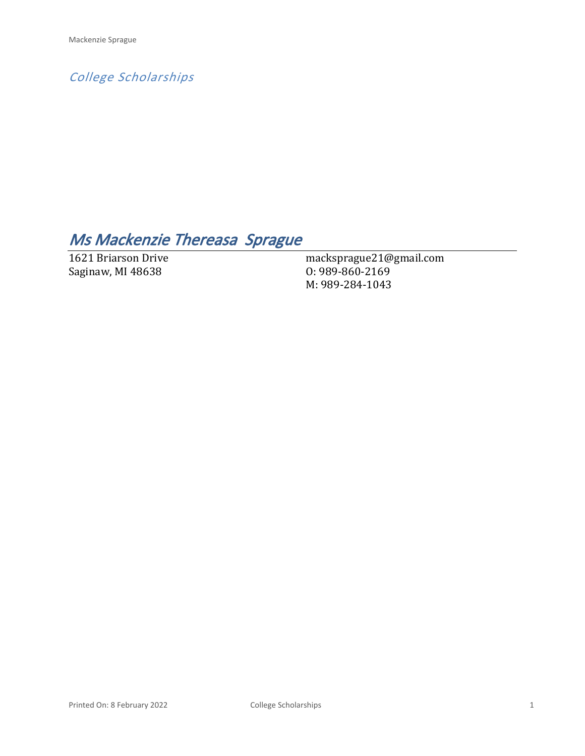*College Scholarships*

# *Ms Mackenzie Thereasa Sprague*

1621 Briarson Drive
Saginaw, MI 48638

macksprague21@gmail.com
O: 989-860-2169
M: 989-284-1043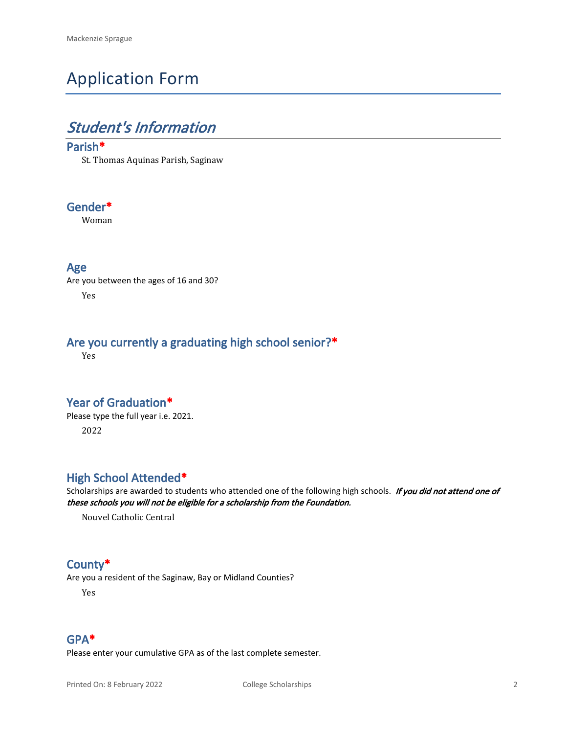# Application Form

## *Student's Information*

### Parish*

St. Thomas Aquinas Parish, Saginaw

### Gender*

Woman

### Age

Are you between the ages of 16 and 30?

Yes

### Are you currently a graduating high school senior?*

Yes

### Year of Graduation*

Please type the full year i.e. 2021.

2022

### High School Attended*

Scholarships are awarded to students who attended one of the following high schools. ***If you did not attend one of these schools you will not be eligible for a scholarship from the Foundation.***

Nouvel Catholic Central

### County*

Are you a resident of the Saginaw, Bay or Midland Counties?

Yes

### GPA*

Please enter your cumulative GPA as of the last complete semester.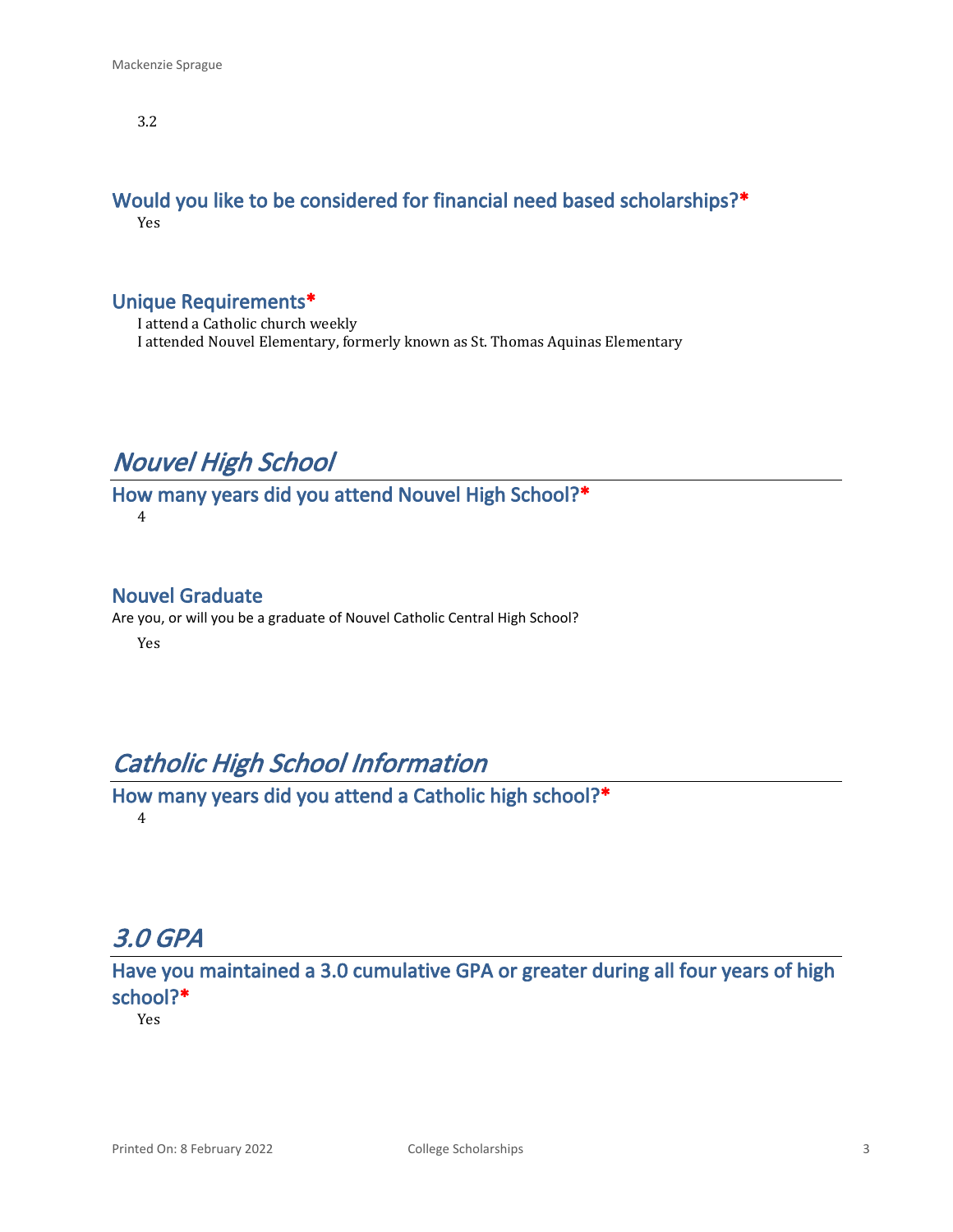3.2

### Would you like to be considered for financial need based scholarships?*

Yes

### Unique Requirements*

I attend a Catholic church weekly
I attended Nouvel Elementary, formerly known as St. Thomas Aquinas Elementary

## *Nouvel High School*

### How many years did you attend Nouvel High School?*

4

### Nouvel Graduate

Are you, or will you be a graduate of Nouvel Catholic Central High School?

Yes

## *Catholic High School Information*

### How many years did you attend a Catholic high school?*

4

## *3.0 GPA*

### Have you maintained a 3.0 cumulative GPA or greater during all four years of high school?*

Yes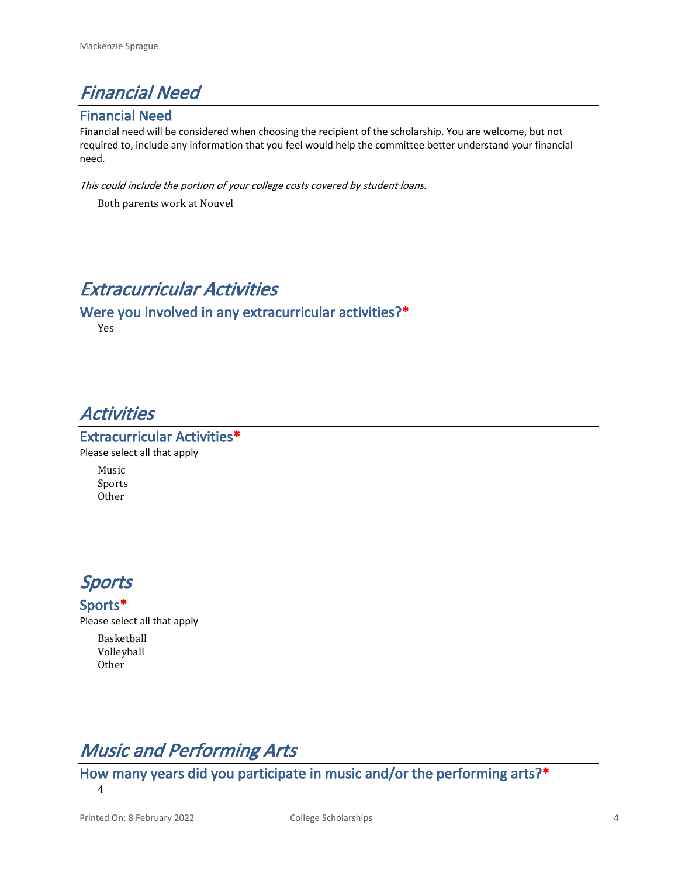# *Financial Need*

## Financial Need

Financial need will be considered when choosing the recipient of the scholarship. You are welcome, but not required to, include any information that you feel would help the committee better understand your financial need.

*This could include the portion of your college costs covered by student loans.*

Both parents work at Nouvel

# *Extracurricular Activities*

## Were you involved in any extracurricular activities?*

Yes

# *Activities*

## Extracurricular Activities*

Please select all that apply

Music
Sports
Other

# *Sports*

## Sports*

Please select all that apply

Basketball
Volleyball
Other

# *Music and Performing Arts*

## How many years did you participate in music and/or the performing arts?*

4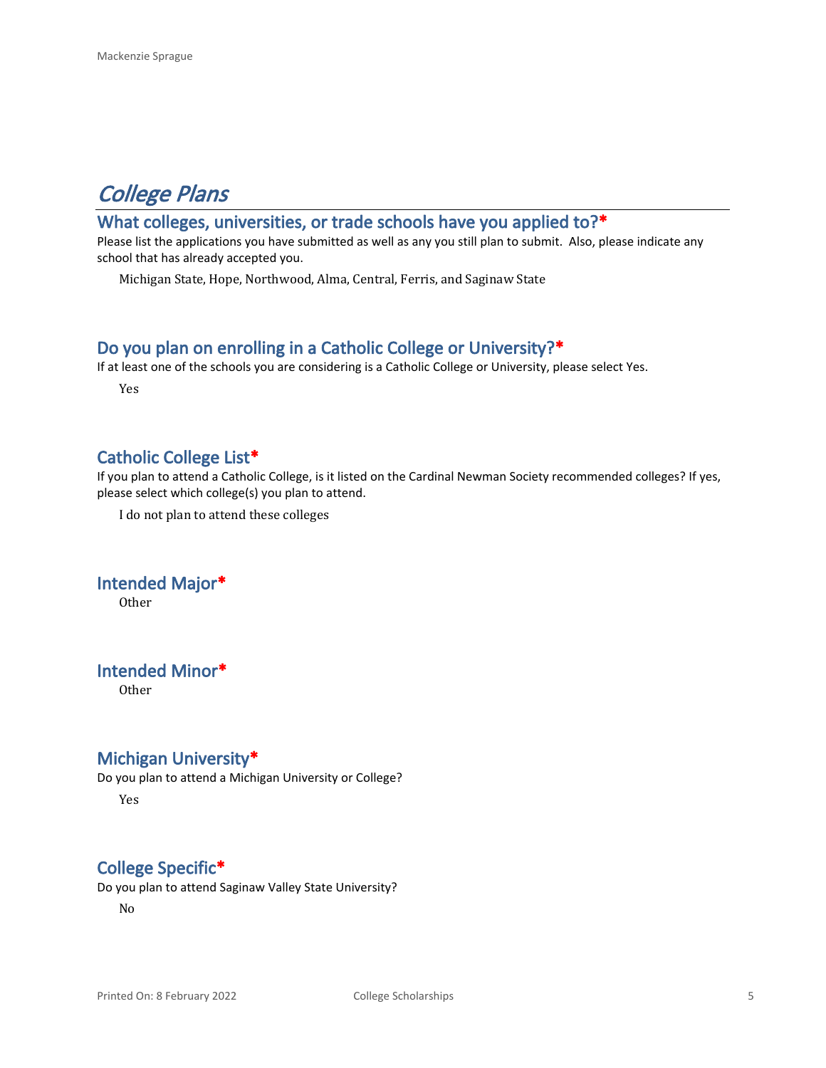# *College Plans*

## What colleges, universities, or trade schools have you applied to?*

Please list the applications you have submitted as well as any you still plan to submit. Also, please indicate any school that has already accepted you.

Michigan State, Hope, Northwood, Alma, Central, Ferris, and Saginaw State

## Do you plan on enrolling in a Catholic College or University?*

If at least one of the schools you are considering is a Catholic College or University, please select Yes.

Yes

## Catholic College List*

If you plan to attend a Catholic College, is it listed on the Cardinal Newman Society recommended colleges? If yes, please select which college(s) you plan to attend.

I do not plan to attend these colleges

## Intended Major*

Other

## Intended Minor*

Other

## Michigan University*

Do you plan to attend a Michigan University or College?

Yes

## College Specific*

Do you plan to attend Saginaw Valley State University?

No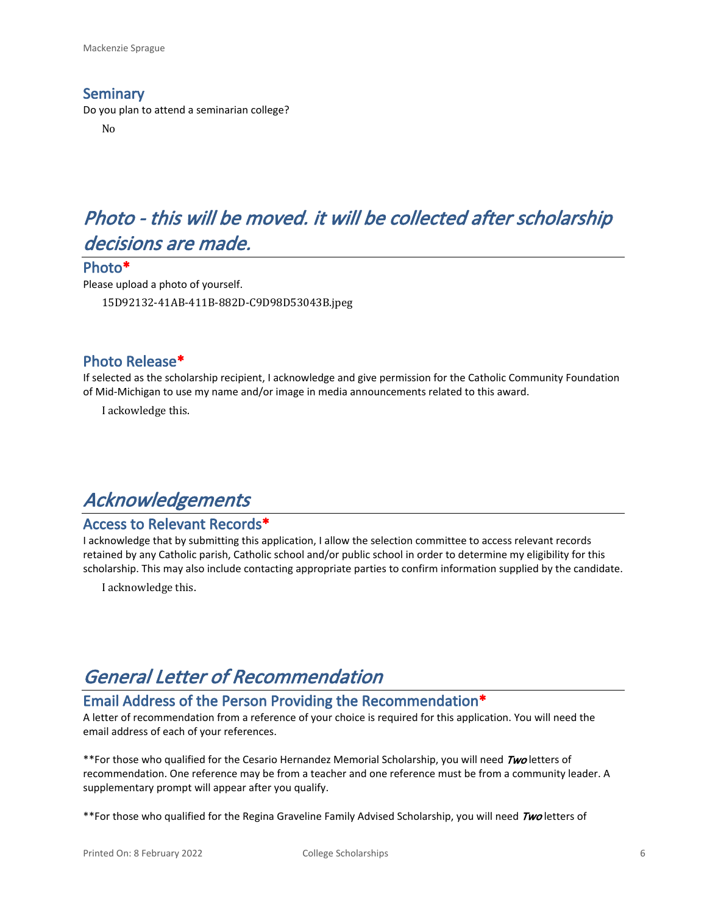## Seminary

Do you plan to attend a seminarian college?

No

# *Photo - this will be moved. it will be collected after scholarship decisions are made.*

## Photo*

Please upload a photo of yourself.

15D92132-41AB-411B-882D-C9D98D53043B.jpeg

## Photo Release*

If selected as the scholarship recipient, I acknowledge and give permission for the Catholic Community Foundation of Mid-Michigan to use my name and/or image in media announcements related to this award.

I ackowledge this.

# *Acknowledgements*

## Access to Relevant Records*

I acknowledge that by submitting this application, I allow the selection committee to access relevant records retained by any Catholic parish, Catholic school and/or public school in order to determine my eligibility for this scholarship. This may also include contacting appropriate parties to confirm information supplied by the candidate.

I acknowledge this.

# *General Letter of Recommendation*

## Email Address of the Person Providing the Recommendation*

A letter of recommendation from a reference of your choice is required for this application. You will need the email address of each of your references.

**For those who qualified for the Cesario Hernandez Memorial Scholarship, you will need ***Two*** letters of recommendation. One reference may be from a teacher and one reference must be from a community leader. A supplementary prompt will appear after you qualify.

**For those who qualified for the Regina Graveline Family Advised Scholarship, you will need ***Two*** letters of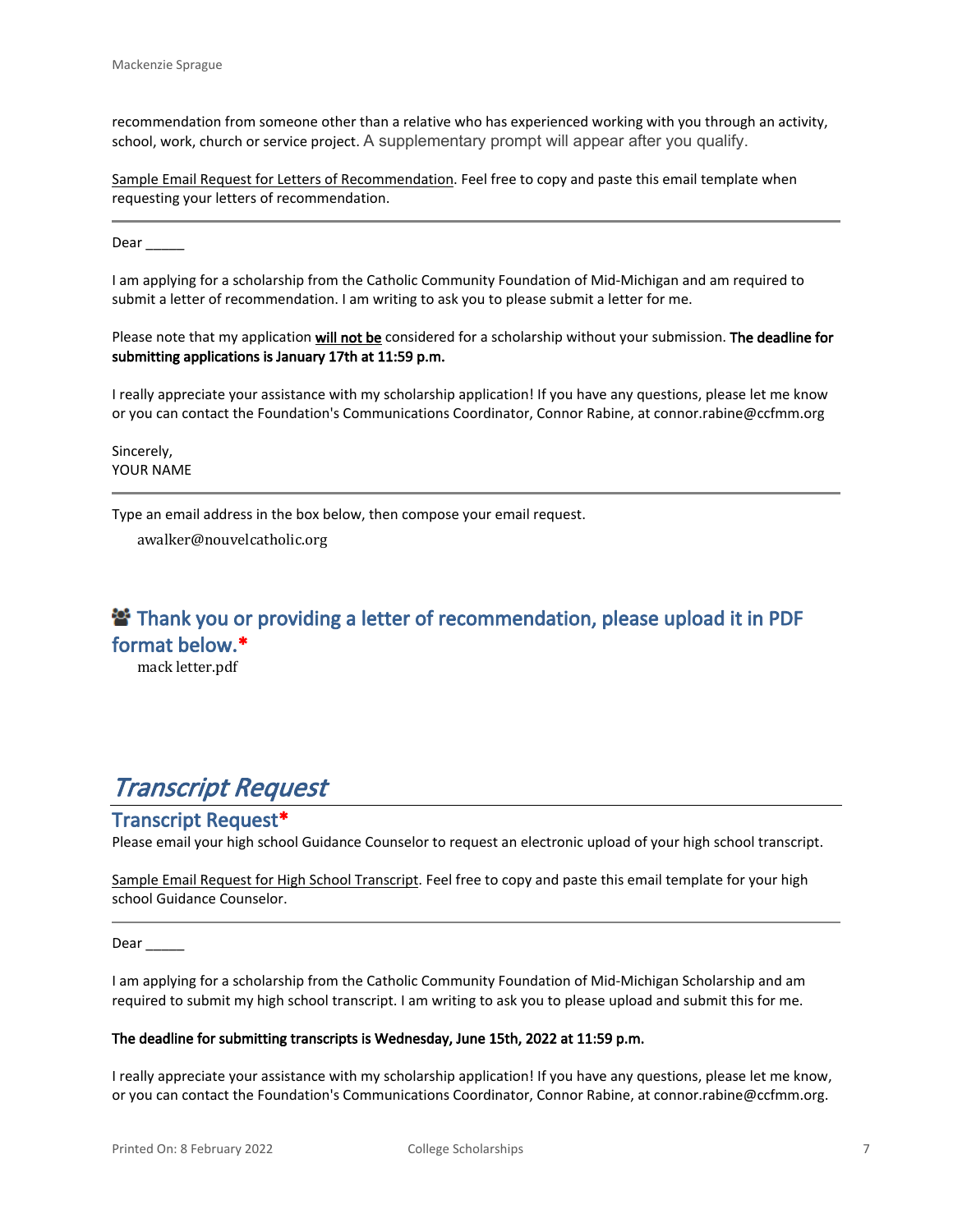recommendation from someone other than a relative who has experienced working with you through an activity, school, work, church or service project. A supplementary prompt will appear after you qualify.

Sample Email Request for Letters of Recommendation. Feel free to copy and paste this email template when requesting your letters of recommendation.

---

Dear _____

I am applying for a scholarship from the Catholic Community Foundation of Mid-Michigan and am required to submit a letter of recommendation. I am writing to ask you to please submit a letter for me.

Please note that my application **will not be** considered for a scholarship without your submission. **The deadline for submitting applications is January 17th at 11:59 p.m.**

I really appreciate your assistance with my scholarship application! If you have any questions, please let me know or you can contact the Foundation's Communications Coordinator, Connor Rabine, at connor.rabine@ccfmm.org

Sincerely,
YOUR NAME

---

Type an email address in the box below, then compose your email request.

awalker@nouvelcatholic.org

## Thank you or providing a letter of recommendation, please upload it in PDF format below.*

mack letter.pdf

# *Transcript Request*

## Transcript Request*

Please email your high school Guidance Counselor to request an electronic upload of your high school transcript.

Sample Email Request for High School Transcript. Feel free to copy and paste this email template for your high school Guidance Counselor.

---

Dear _____

I am applying for a scholarship from the Catholic Community Foundation of Mid-Michigan Scholarship and am required to submit my high school transcript. I am writing to ask you to please upload and submit this for me.

**The deadline for submitting transcripts is Wednesday, June 15th, 2022 at 11:59 p.m.**

I really appreciate your assistance with my scholarship application! If you have any questions, please let me know, or you can contact the Foundation's Communications Coordinator, Connor Rabine, at connor.rabine@ccfmm.org.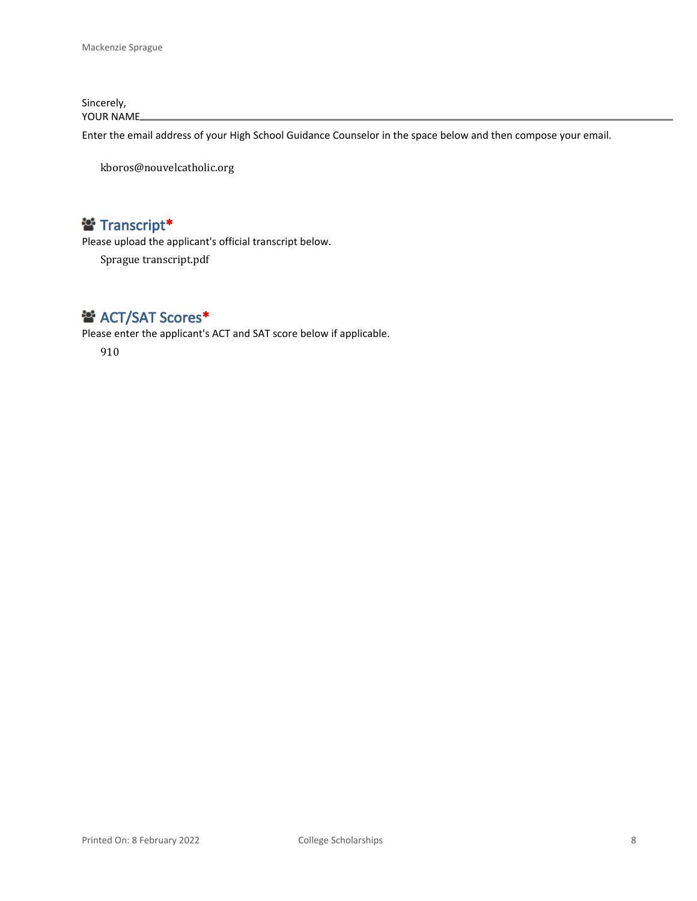Sincerely,
YOUR NAME

---

Enter the email address of your High School Guidance Counselor in the space below and then compose your email.

kboros@nouvelcatholic.org

## Transcript*

Please upload the applicant's official transcript below.

Sprague transcript.pdf

## ACT/SAT Scores*

Please enter the applicant's ACT and SAT score below if applicable.

910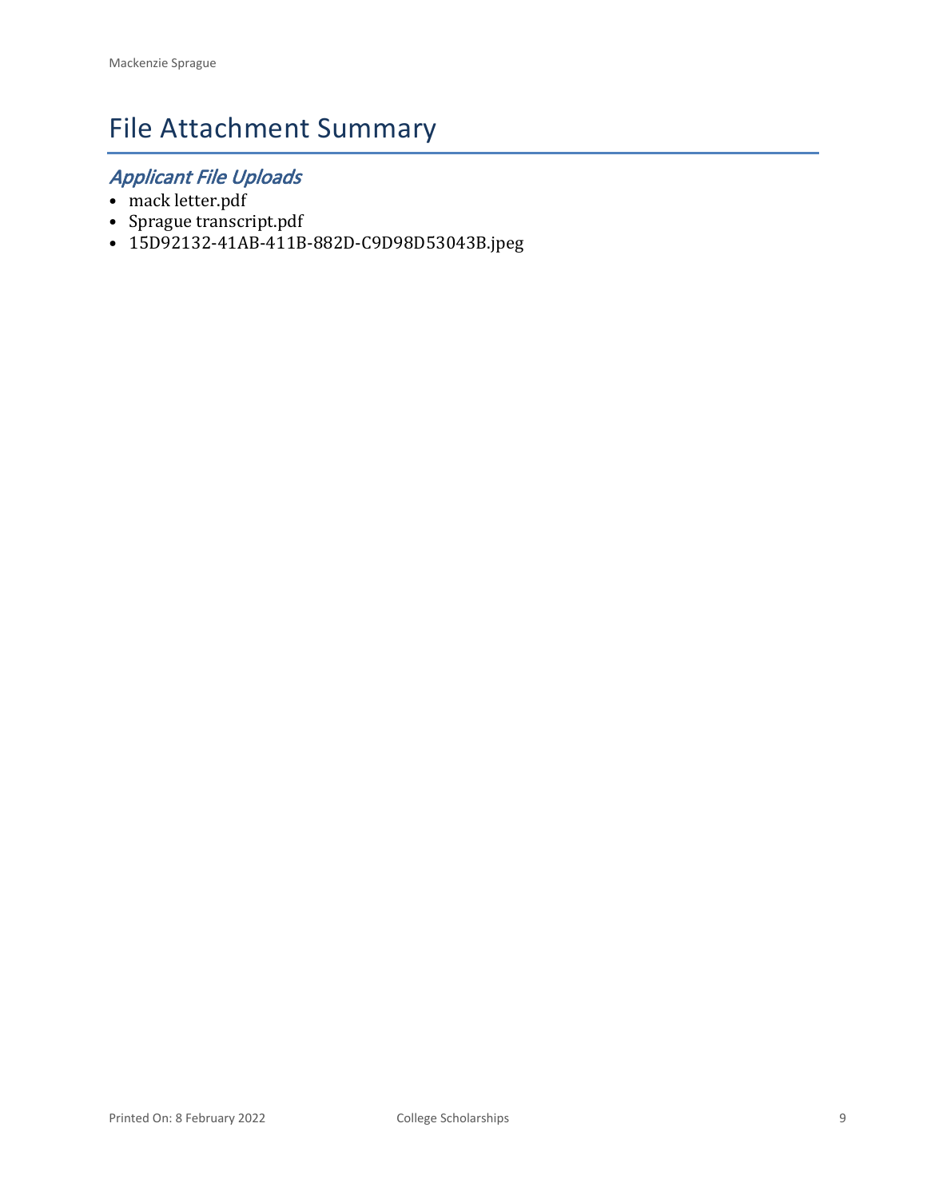# File Attachment Summary

## *Applicant File Uploads*

- mack letter.pdf
- Sprague transcript.pdf
- 15D92132-41AB-411B-882D-C9D98D53043B.jpeg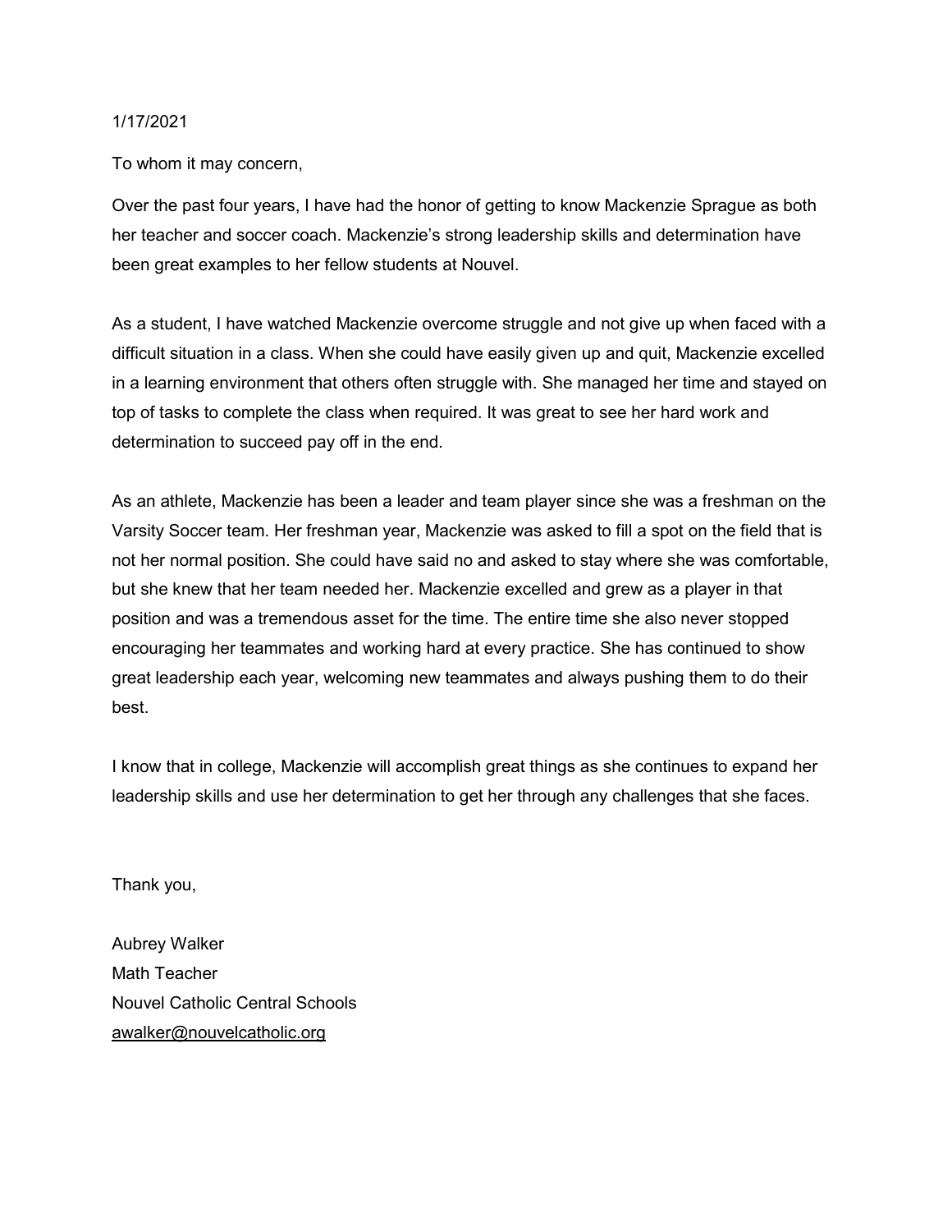1/17/2021

To whom it may concern,

Over the past four years, I have had the honor of getting to know Mackenzie Sprague as both her teacher and soccer coach. Mackenzie's strong leadership skills and determination have been great examples to her fellow students at Nouvel.

As a student, I have watched Mackenzie overcome struggle and not give up when faced with a difficult situation in a class. When she could have easily given up and quit, Mackenzie excelled in a learning environment that others often struggle with. She managed her time and stayed on top of tasks to complete the class when required. It was great to see her hard work and determination to succeed pay off in the end.

As an athlete, Mackenzie has been a leader and team player since she was a freshman on the Varsity Soccer team. Her freshman year, Mackenzie was asked to fill a spot on the field that is not her normal position. She could have said no and asked to stay where she was comfortable, but she knew that her team needed her. Mackenzie excelled and grew as a player in that position and was a tremendous asset for the time. The entire time she also never stopped encouraging her teammates and working hard at every practice. She has continued to show great leadership each year, welcoming new teammates and always pushing them to do their best.

I know that in college, Mackenzie will accomplish great things as she continues to expand her leadership skills and use her determination to get her through any challenges that she faces.

Thank you,

Aubrey Walker
Math Teacher
Nouvel Catholic Central Schools
awalker@nouvelcatholic.org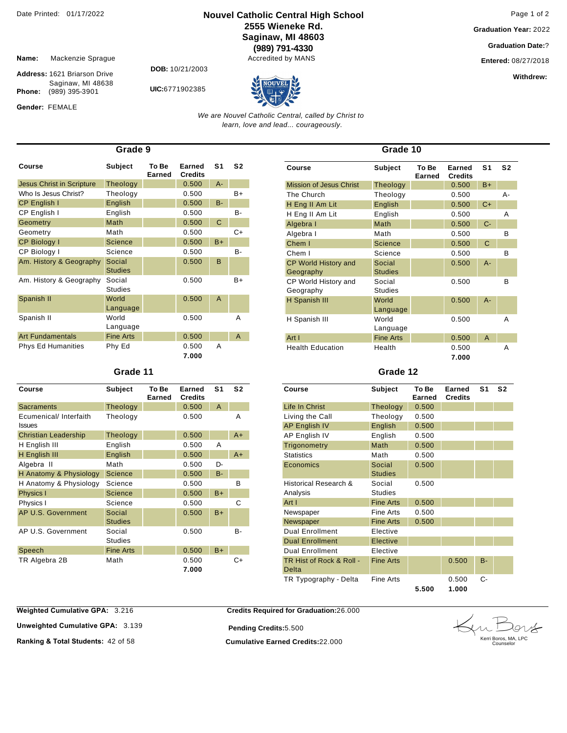Date Printed: 01/17/2022

# Nouvel Catholic Central High School

**2555 Wieneke Rd.**
**Saginaw, MI 48603**
**(989) 791-4330**
Accredited by MANS

*We are Nouvel Catholic Central, called by Christ to learn, love and lead... courageously.*

**Graduation Year:** 2022
**Graduation Date:**?
**Entered:** 08/27/2018
**Withdrew:**

**Name:** Mackenzie Sprague
**Address:** 1621 Briarson Drive
Saginaw, MI 48638
**Phone:** (989) 395-3901
**Gender:** FEMALE
**DOB:** 10/21/2003
**UIC:** 6771902385

## Grade 9

| Course | Subject | To Be Earned | Earned Credits | S1 | S2 |
|---|---|---|---|---|---|
| Jesus Christ in Scripture | Theology | | 0.500 | A- | |
| Who Is Jesus Christ? | Theology | | 0.500 | | B+ |
| CP English I | English | | 0.500 | B- | |
| CP English I | English | | 0.500 | | B- |
| Geometry | Math | | 0.500 | C | |
| Geometry | Math | | 0.500 | | C+ |
| CP Biology I | Science | | 0.500 | B+ | |
| CP Biology I | Science | | 0.500 | | B- |
| Am. History & Geography | Social Studies | | 0.500 | B | |
| Am. History & Geography | Social Studies | | 0.500 | | B+ |
| Spanish II | World Language | | 0.500 | A | |
| Spanish II | World Language | | 0.500 | | A |
| Art Fundamentals | Fine Arts | | 0.500 | | A |
| Phys Ed Humanities | Phy Ed | | 0.500 | A | |
| | | | 7.000 | | |

## Grade 10

| Course | Subject | To Be Earned | Earned Credits | S1 | S2 |
|---|---|---|---|---|---|
| Mission of Jesus Christ | Theology | | 0.500 | B+ | |
| The Church | Theology | | 0.500 | | A- |
| H Eng II Am Lit | English | | 0.500 | C+ | |
| H Eng II Am Lit | English | | 0.500 | | A |
| Algebra I | Math | | 0.500 | C- | |
| Algebra I | Math | | 0.500 | | B |
| Chem I | Science | | 0.500 | C | |
| Chem I | Science | | 0.500 | | B |
| CP World History and Geography | Social Studies | | 0.500 | A- | |
| CP World History and Geography | Social Studies | | 0.500 | | B |
| H Spanish III | World Language | | 0.500 | A- | |
| H Spanish III | World Language | | 0.500 | | A |
| Art I | Fine Arts | | 0.500 | A | |
| Health Education | Health | | 0.500 | | A |
| | | | 7.000 | | |

## Grade 11

| Course | Subject | To Be Earned | Earned Credits | S1 | S2 |
|---|---|---|---|---|---|
| Sacraments | Theology | | 0.500 | A | |
| Ecumenical/ Interfaith Issues | Theology | | 0.500 | | A |
| Christian Leadership | Theology | | 0.500 | | A+ |
| H English III | English | | 0.500 | A | |
| H English III | English | | 0.500 | | A+ |
| Algebra II | Math | | 0.500 | D- | |
| H Anatomy & Physiology | Science | | 0.500 | B- | |
| H Anatomy & Physiology | Science | | 0.500 | | B |
| Physics I | Science | | 0.500 | B+ | |
| Physics I | Science | | 0.500 | | C |
| AP U.S. Government | Social Studies | | 0.500 | B+ | |
| AP U.S. Government | Social Studies | | 0.500 | | B- |
| Speech | Fine Arts | | 0.500 | B+ | |
| TR Algebra 2B | Math | | 0.500 | | C+ |
| | | | 7.000 | | |

## Grade 12

| Course | Subject | To Be Earned | Earned Credits | S1 | S2 |
|---|---|---|---|---|---|
| Life In Christ | Theology | 0.500 | | | |
| Living the Call | Theology | 0.500 | | | |
| AP English IV | English | 0.500 | | | |
| AP English IV | English | 0.500 | | | |
| Trigonometry | Math | 0.500 | | | |
| Statistics | Math | 0.500 | | | |
| Economics | Social Studies | 0.500 | | | |
| Historical Research & Analysis | Social Studies | 0.500 | | | |
| Art I | Fine Arts | 0.500 | | | |
| Newspaper | Fine Arts | 0.500 | | | |
| Newspaper | Fine Arts | 0.500 | | | |
| Dual Enrollment | Elective | | | | |
| Dual Enrollment | Elective | | | | |
| Dual Enrollment | Elective | | | | |
| TR Hist of Rock & Roll - Delta | Fine Arts | | 0.500 | B- | |
| TR Typography - Delta | Fine Arts | | 0.500 | C- | |
| | | 5.500 | 1.000 | | |

**Weighted Cumulative GPA:** 3.216
**Unweighted Cumulative GPA:** 3.139
**Ranking & Total Students:** 42 of 58

**Credits Required for Graduation:** 26.000
**Pending Credits:** 5.500
**Cumulative Earned Credits:** 22.000

Kerri Boros, MA, LPC
Counselor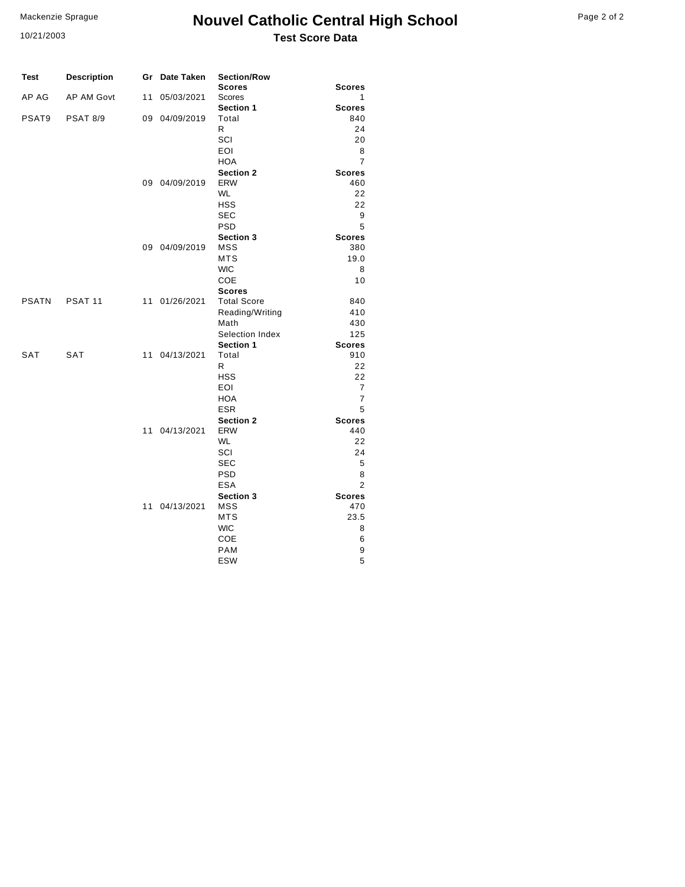# Nouvel Catholic Central High School

## Test Score Data

Mackenzie Sprague

10/21/2003

| Test | Description | Gr | Date Taken | Section/Row | |
|---|---|---|---|---|---|
| | | | | **Scores** | **Scores** |
| AP AG | AP AM Govt | 11 | 05/03/2021 | Scores | 1 |
| | | | | **Section 1** | **Scores** |
| PSAT9 | PSAT 8/9 | 09 | 04/09/2019 | Total | 840 |
| | | | | R | 24 |
| | | | | SCI | 20 |
| | | | | EOI | 8 |
| | | | | HOA | 7 |
| | | | | **Section 2** | **Scores** |
| | | 09 | 04/09/2019 | ERW | 460 |
| | | | | WL | 22 |
| | | | | HSS | 22 |
| | | | | SEC | 9 |
| | | | | PSD | 5 |
| | | | | **Section 3** | **Scores** |
| | | 09 | 04/09/2019 | MSS | 380 |
| | | | | MTS | 19.0 |
| | | | | WIC | 8 |
| | | | | COE | 10 |
| | | | | **Scores** | |
| PSATN | PSAT 11 | 11 | 01/26/2021 | Total Score | 840 |
| | | | | Reading/Writing | 410 |
| | | | | Math | 430 |
| | | | | Selection Index | 125 |
| | | | | **Section 1** | **Scores** |
| SAT | SAT | 11 | 04/13/2021 | Total | 910 |
| | | | | R | 22 |
| | | | | HSS | 22 |
| | | | | EOI | 7 |
| | | | | HOA | 7 |
| | | | | ESR | 5 |
| | | | | **Section 2** | **Scores** |
| | | 11 | 04/13/2021 | ERW | 440 |
| | | | | WL | 22 |
| | | | | SCI | 24 |
| | | | | SEC | 5 |
| | | | | PSD | 8 |
| | | | | ESA | 2 |
| | | | | **Section 3** | **Scores** |
| | | 11 | 04/13/2021 | MSS | 470 |
| | | | | MTS | 23.5 |
| | | | | WIC | 8 |
| | | | | COE | 6 |
| | | | | PAM | 9 |
| | | | | ESW | 5 |